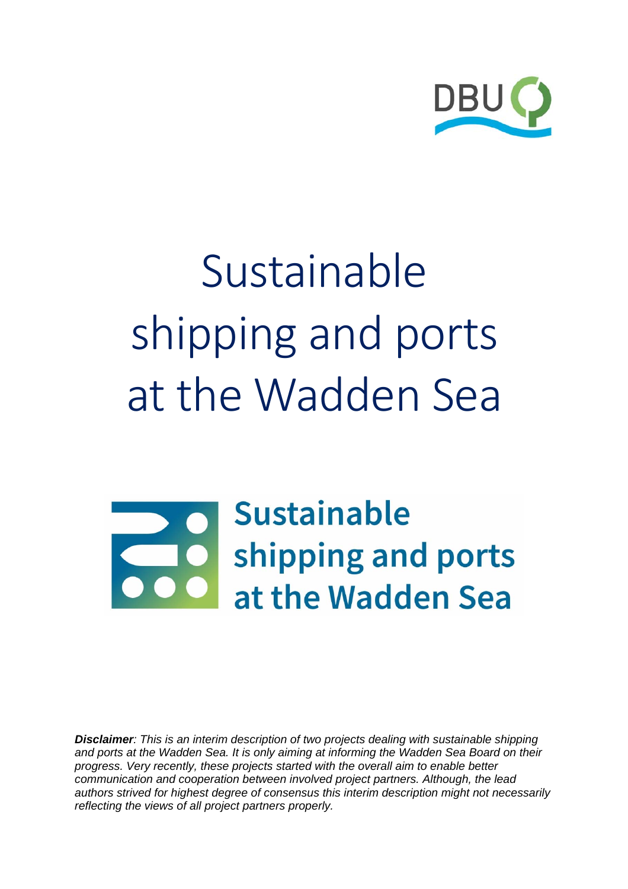DBU

# Sustainable shipping and ports at the Wadden Sea

**Sustainable shipping and ports at the Wadden Sea**

***Disclaimer**: This is an interim description of two projects dealing with sustainable shipping and ports at the Wadden Sea. It is only aiming at informing the Wadden Sea Board on their progress. Very recently, these projects started with the overall aim to enable better communication and cooperation between involved project partners. Although, the lead authors strived for highest degree of consensus this interim description might not necessarily reflecting the views of all project partners properly.*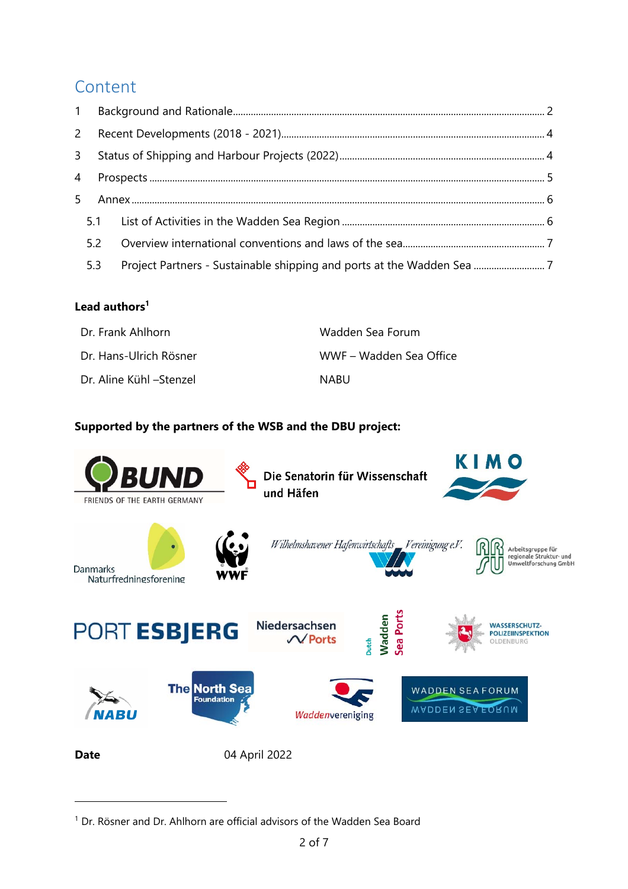# Content

| | | |
|---|---|---|
| 1 | Background and Rationale | 2 |
| 2 | Recent Developments (2018 - 2021) | 4 |
| 3 | Status of Shipping and Harbour Projects (2022) | 4 |
| 4 | Prospects | 5 |
| 5 | Annex | 6 |
| 5.1 | List of Activities in the Wadden Sea Region | 6 |
| 5.2 | Overview international conventions and laws of the sea | 7 |
| 5.3 | Project Partners - Sustainable shipping and ports at the Wadden Sea | 7 |

**Lead authors**[1]

| | |
|---|---|
| Dr. Frank Ahlhorn | Wadden Sea Forum |
| Dr. Hans-Ulrich Rösner | WWF – Wadden Sea Office |
| Dr. Aline Kühl –Stenzel | NABU |

**Supported by the partners of the WSB and the DBU project:**

BUND FRIENDS OF THE EARTH GERMANY

Die Senatorin für Wissenschaft und Häfen

KIMO

Danmarks Naturfredningsforening

WWF

Wilhelmshavener Hafenwirtschafts Vereinigung e.V.

Arbeitsgruppe für regionale Struktur- und Umweltforschung GmbH

PORT ESBJERG

Niedersachsen Ports

Dutch Wadden Sea Ports

WASSERSCHUTZ-POLIZEIINSPEKTION OLDENBURG

NABU

The North Sea Foundation

Waddenvereniging

WADDEN SEA FORUM

**Date** 04 April 2022

[1] Dr. Rösner and Dr. Ahlhorn are official advisors of the Wadden Sea Board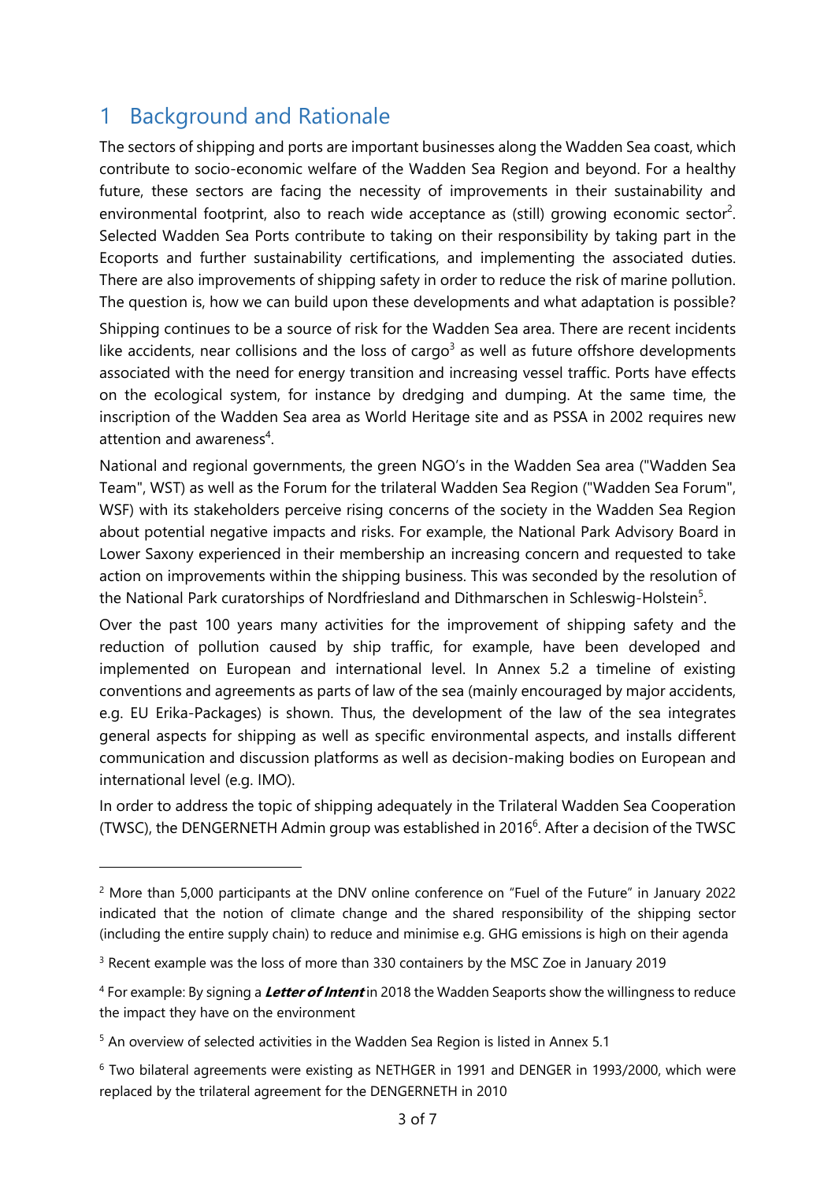# 1 Background and Rationale

The sectors of shipping and ports are important businesses along the Wadden Sea coast, which contribute to socio-economic welfare of the Wadden Sea Region and beyond. For a healthy future, these sectors are facing the necessity of improvements in their sustainability and environmental footprint, also to reach wide acceptance as (still) growing economic sector[2]. Selected Wadden Sea Ports contribute to taking on their responsibility by taking part in the Ecoports and further sustainability certifications, and implementing the associated duties. There are also improvements of shipping safety in order to reduce the risk of marine pollution. The question is, how we can build upon these developments and what adaptation is possible?

Shipping continues to be a source of risk for the Wadden Sea area. There are recent incidents like accidents, near collisions and the loss of cargo[3] as well as future offshore developments associated with the need for energy transition and increasing vessel traffic. Ports have effects on the ecological system, for instance by dredging and dumping. At the same time, the inscription of the Wadden Sea area as World Heritage site and as PSSA in 2002 requires new attention and awareness[4].

National and regional governments, the green NGO's in the Wadden Sea area ("Wadden Sea Team", WST) as well as the Forum for the trilateral Wadden Sea Region ("Wadden Sea Forum", WSF) with its stakeholders perceive rising concerns of the society in the Wadden Sea Region about potential negative impacts and risks. For example, the National Park Advisory Board in Lower Saxony experienced in their membership an increasing concern and requested to take action on improvements within the shipping business. This was seconded by the resolution of the National Park curatorships of Nordfriesland and Dithmarschen in Schleswig-Holstein[5].

Over the past 100 years many activities for the improvement of shipping safety and the reduction of pollution caused by ship traffic, for example, have been developed and implemented on European and international level. In Annex 5.2 a timeline of existing conventions and agreements as parts of law of the sea (mainly encouraged by major accidents, e.g. EU Erika-Packages) is shown. Thus, the development of the law of the sea integrates general aspects for shipping as well as specific environmental aspects, and installs different communication and discussion platforms as well as decision-making bodies on European and international level (e.g. IMO).

In order to address the topic of shipping adequately in the Trilateral Wadden Sea Cooperation (TWSC), the DENGERNETH Admin group was established in 2016[6]. After a decision of the TWSC

---

[2] More than 5,000 participants at the DNV online conference on "Fuel of the Future" in January 2022 indicated that the notion of climate change and the shared responsibility of the shipping sector (including the entire supply chain) to reduce and minimise e.g. GHG emissions is high on their agenda

[3] Recent example was the loss of more than 330 containers by the MSC Zoe in January 2019

[4] For example: By signing a ***Letter of Intent*** in 2018 the Wadden Seaports show the willingness to reduce the impact they have on the environment

[5] An overview of selected activities in the Wadden Sea Region is listed in Annex 5.1

[6] Two bilateral agreements were existing as NETHGER in 1991 and DENGER in 1993/2000, which were replaced by the trilateral agreement for the DENGERNETH in 2010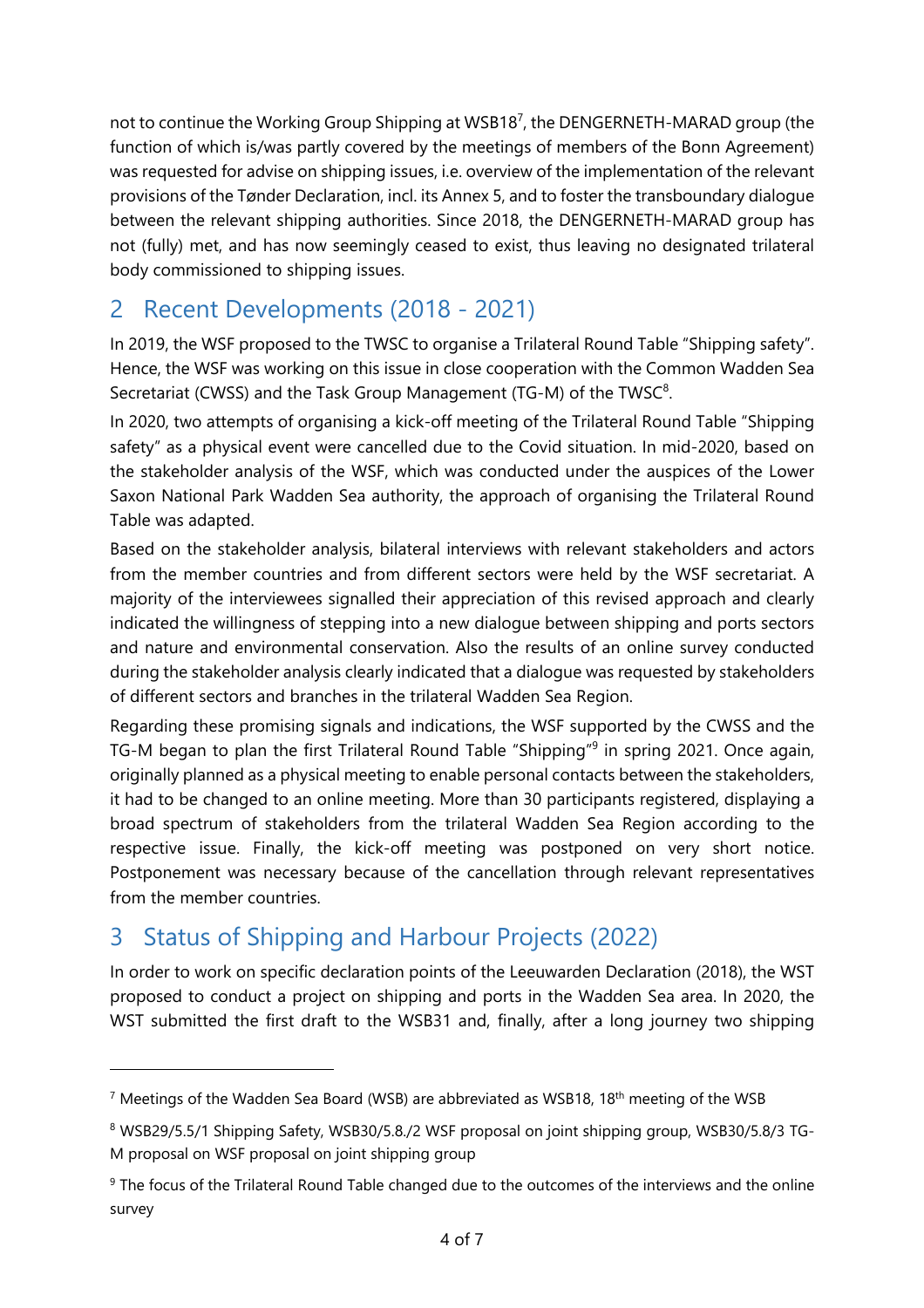not to continue the Working Group Shipping at WSB18[7], the DENGERNETH-MARAD group (the function of which is/was partly covered by the meetings of members of the Bonn Agreement) was requested for advise on shipping issues, i.e. overview of the implementation of the relevant provisions of the Tønder Declaration, incl. its Annex 5, and to foster the transboundary dialogue between the relevant shipping authorities. Since 2018, the DENGERNETH-MARAD group has not (fully) met, and has now seemingly ceased to exist, thus leaving no designated trilateral body commissioned to shipping issues.

## 2 Recent Developments (2018 - 2021)

In 2019, the WSF proposed to the TWSC to organise a Trilateral Round Table "Shipping safety". Hence, the WSF was working on this issue in close cooperation with the Common Wadden Sea Secretariat (CWSS) and the Task Group Management (TG-M) of the TWSC[8].

In 2020, two attempts of organising a kick-off meeting of the Trilateral Round Table "Shipping safety" as a physical event were cancelled due to the Covid situation. In mid-2020, based on the stakeholder analysis of the WSF, which was conducted under the auspices of the Lower Saxon National Park Wadden Sea authority, the approach of organising the Trilateral Round Table was adapted.

Based on the stakeholder analysis, bilateral interviews with relevant stakeholders and actors from the member countries and from different sectors were held by the WSF secretariat. A majority of the interviewees signalled their appreciation of this revised approach and clearly indicated the willingness of stepping into a new dialogue between shipping and ports sectors and nature and environmental conservation. Also the results of an online survey conducted during the stakeholder analysis clearly indicated that a dialogue was requested by stakeholders of different sectors and branches in the trilateral Wadden Sea Region.

Regarding these promising signals and indications, the WSF supported by the CWSS and the TG-M began to plan the first Trilateral Round Table "Shipping"[9] in spring 2021. Once again, originally planned as a physical meeting to enable personal contacts between the stakeholders, it had to be changed to an online meeting. More than 30 participants registered, displaying a broad spectrum of stakeholders from the trilateral Wadden Sea Region according to the respective issue. Finally, the kick-off meeting was postponed on very short notice. Postponement was necessary because of the cancellation through relevant representatives from the member countries.

## 3 Status of Shipping and Harbour Projects (2022)

In order to work on specific declaration points of the Leeuwarden Declaration (2018), the WST proposed to conduct a project on shipping and ports in the Wadden Sea area. In 2020, the WST submitted the first draft to the WSB31 and, finally, after a long journey two shipping

---

[7] Meetings of the Wadden Sea Board (WSB) are abbreviated as WSB18, 18th meeting of the WSB

[8] WSB29/5.5/1 Shipping Safety, WSB30/5.8./2 WSF proposal on joint shipping group, WSB30/5.8/3 TG-M proposal on WSF proposal on joint shipping group

[9] The focus of the Trilateral Round Table changed due to the outcomes of the interviews and the online survey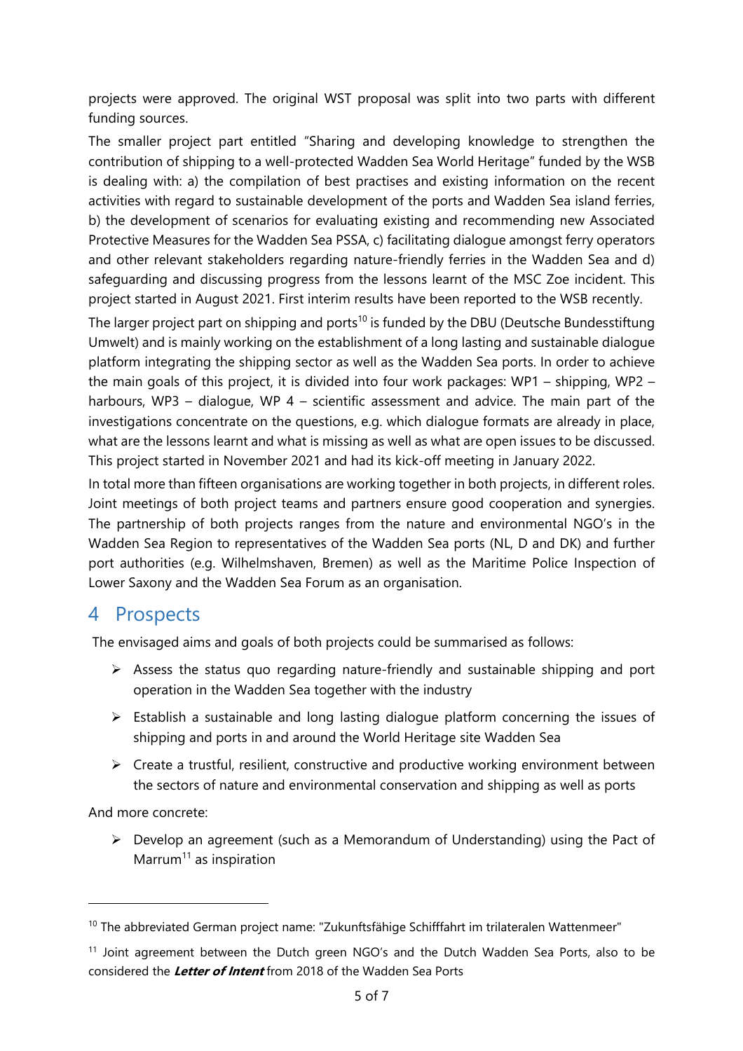projects were approved. The original WST proposal was split into two parts with different funding sources.

The smaller project part entitled "Sharing and developing knowledge to strengthen the contribution of shipping to a well-protected Wadden Sea World Heritage" funded by the WSB is dealing with: a) the compilation of best practises and existing information on the recent activities with regard to sustainable development of the ports and Wadden Sea island ferries, b) the development of scenarios for evaluating existing and recommending new Associated Protective Measures for the Wadden Sea PSSA, c) facilitating dialogue amongst ferry operators and other relevant stakeholders regarding nature-friendly ferries in the Wadden Sea and d) safeguarding and discussing progress from the lessons learnt of the MSC Zoe incident. This project started in August 2021. First interim results have been reported to the WSB recently.

The larger project part on shipping and ports[10] is funded by the DBU (Deutsche Bundesstiftung Umwelt) and is mainly working on the establishment of a long lasting and sustainable dialogue platform integrating the shipping sector as well as the Wadden Sea ports. In order to achieve the main goals of this project, it is divided into four work packages: WP1 – shipping, WP2 – harbours, WP3 – dialogue, WP 4 – scientific assessment and advice. The main part of the investigations concentrate on the questions, e.g. which dialogue formats are already in place, what are the lessons learnt and what is missing as well as what are open issues to be discussed. This project started in November 2021 and had its kick-off meeting in January 2022.

In total more than fifteen organisations are working together in both projects, in different roles. Joint meetings of both project teams and partners ensure good cooperation and synergies. The partnership of both projects ranges from the nature and environmental NGO's in the Wadden Sea Region to representatives of the Wadden Sea ports (NL, D and DK) and further port authorities (e.g. Wilhelmshaven, Bremen) as well as the Maritime Police Inspection of Lower Saxony and the Wadden Sea Forum as an organisation.

# 4 Prospects

The envisaged aims and goals of both projects could be summarised as follows:

- Assess the status quo regarding nature-friendly and sustainable shipping and port operation in the Wadden Sea together with the industry
- Establish a sustainable and long lasting dialogue platform concerning the issues of shipping and ports in and around the World Heritage site Wadden Sea
- Create a trustful, resilient, constructive and productive working environment between the sectors of nature and environmental conservation and shipping as well as ports

And more concrete:

- Develop an agreement (such as a Memorandum of Understanding) using the Pact of Marrum[11] as inspiration

---

[10] The abbreviated German project name: "Zukunftsfähige Schifffahrt im trilateralen Wattenmeer"

[11] Joint agreement between the Dutch green NGO's and the Dutch Wadden Sea Ports, also to be considered the ***Letter of Intent*** from 2018 of the Wadden Sea Ports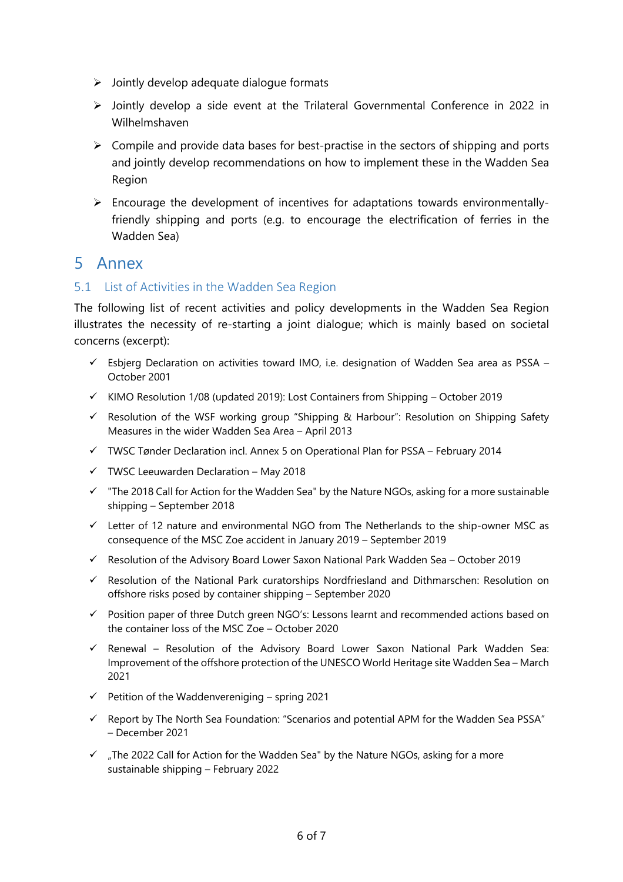- Jointly develop adequate dialogue formats
- Jointly develop a side event at the Trilateral Governmental Conference in 2022 in Wilhelmshaven
- Compile and provide data bases for best-practise in the sectors of shipping and ports and jointly develop recommendations on how to implement these in the Wadden Sea Region
- Encourage the development of incentives for adaptations towards environmentally-friendly shipping and ports (e.g. to encourage the electrification of ferries in the Wadden Sea)

# 5 Annex

## 5.1 List of Activities in the Wadden Sea Region

The following list of recent activities and policy developments in the Wadden Sea Region illustrates the necessity of re-starting a joint dialogue; which is mainly based on societal concerns (excerpt):

- ✓ Esbjerg Declaration on activities toward IMO, i.e. designation of Wadden Sea area as PSSA – October 2001
- ✓ KIMO Resolution 1/08 (updated 2019): Lost Containers from Shipping – October 2019
- ✓ Resolution of the WSF working group "Shipping & Harbour": Resolution on Shipping Safety Measures in the wider Wadden Sea Area – April 2013
- ✓ TWSC Tønder Declaration incl. Annex 5 on Operational Plan for PSSA – February 2014
- ✓ TWSC Leeuwarden Declaration – May 2018
- ✓ "The 2018 Call for Action for the Wadden Sea" by the Nature NGOs, asking for a more sustainable shipping – September 2018
- ✓ Letter of 12 nature and environmental NGO from The Netherlands to the ship-owner MSC as consequence of the MSC Zoe accident in January 2019 – September 2019
- ✓ Resolution of the Advisory Board Lower Saxon National Park Wadden Sea – October 2019
- ✓ Resolution of the National Park curatorships Nordfriesland and Dithmarschen: Resolution on offshore risks posed by container shipping – September 2020
- ✓ Position paper of three Dutch green NGO's: Lessons learnt and recommended actions based on the container loss of the MSC Zoe – October 2020
- ✓ Renewal – Resolution of the Advisory Board Lower Saxon National Park Wadden Sea: Improvement of the offshore protection of the UNESCO World Heritage site Wadden Sea – March 2021
- ✓ Petition of the Waddenvereniging – spring 2021
- ✓ Report by The North Sea Foundation: "Scenarios and potential APM for the Wadden Sea PSSA" – December 2021
- ✓ „The 2022 Call for Action for the Wadden Sea" by the Nature NGOs, asking for a more sustainable shipping – February 2022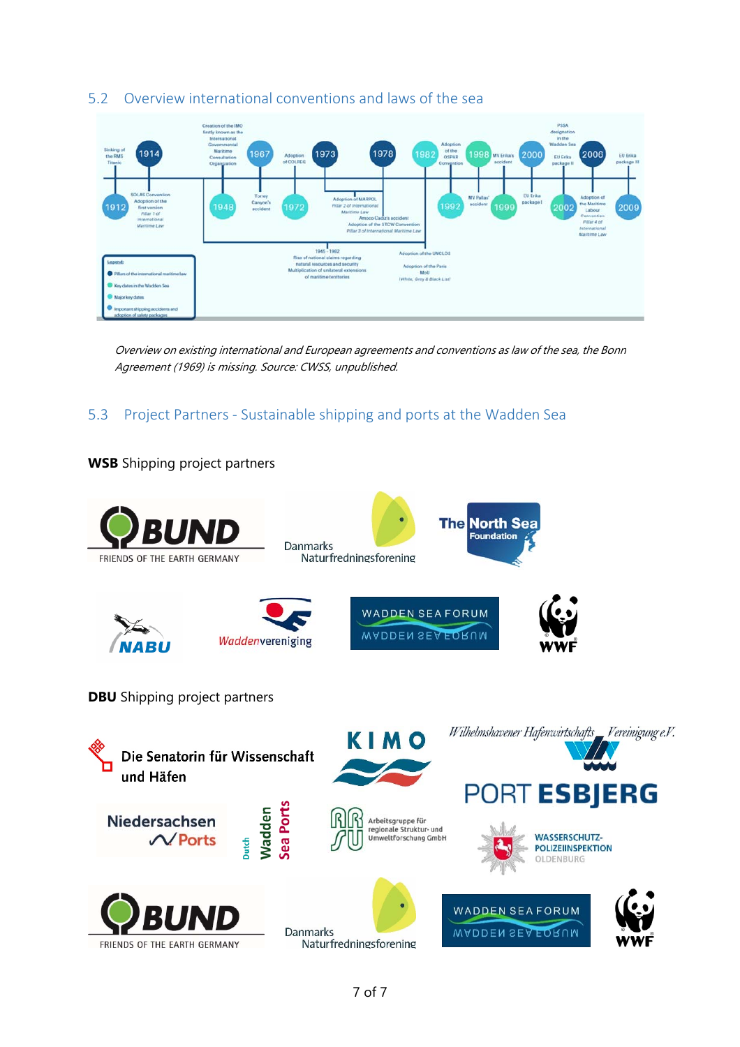## 5.2 Overview international conventions and laws of the sea

1912
Sinking of the RMS Titanic

1914
SOLAS Convention
Adoption of the first version
Pillar 1 of International Maritime Law

1948
Creation of the IMO firstly known as the International Governmental Maritime Consultation Organization

1967
Torrey Canyon's accident

1972
Adoption of COLREG

1973
Adoption of MARPOL
Pillar 2 of International Maritime Law

1978
Amoco Cadiz's accident
Adoption of the STCW Convention
Pillar 3 of International Maritime Law

1945 - 1982
Rise of national claims regarding natural resources and security
Multiplication of unilateral extensions of maritime territories

1982
Adoption of the UNCLOS
Adoption of the Paris MoU
(White, Grey & Black List)

1992
Adoption of the OSPAR Convention

1998
MV Pallas' accident

1999
MV Erika's accident

2000
EU Erika package I

2002
PSSA designation in the Wadden Sea
EU Erika package II

2006
Adoption of the Maritime Labour Convention
Pillar 4 of International Maritime Law

2009
EU Erika package III

Legend:
Pillars of the international maritime law
Key dates in the Wadden Sea
Major key dates
Important shipping accidents and adoption of safety packages

*Overview on existing international and European agreements and conventions as law of the sea, the Bonn Agreement (1969) is missing. Source: CWSS, unpublished.*

## 5.3 Project Partners - Sustainable shipping and ports at the Wadden Sea

**WSB** Shipping project partners

BUND FRIENDS OF THE EARTH GERMANY
Danmarks Naturfredningsforening
The North Sea Foundation
NABU
Waddenvereniging
WADDEN SEA FORUM
WWF

**DBU** Shipping project partners

Die Senatorin für Wissenschaft und Häfen
KIMO
Wilhelmshavener Hafenwirtschafts-Vereinigung e.V.
PORT ESBJERG
Niedersachsen Ports
Dutch Wadden Sea Ports
Arbeitsgruppe für regionale Struktur- und Umweltforschung GmbH
WASSERSCHUTZ-POLIZEIINSPEKTION OLDENBURG
BUND FRIENDS OF THE EARTH GERMANY
Danmarks Naturfredningsforening
WADDEN SEA FORUM
WWF